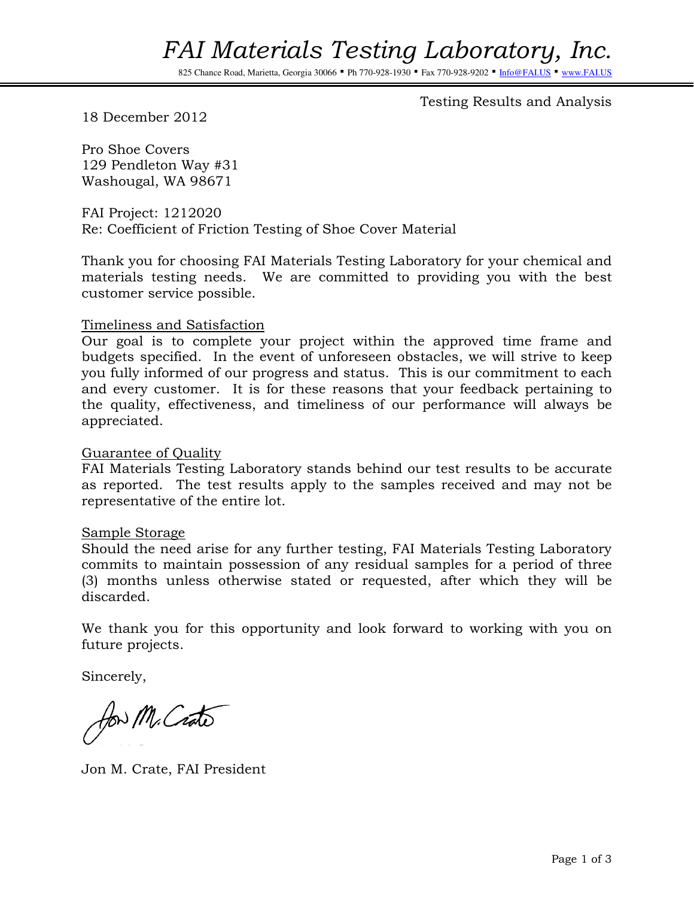# *FAI Materials Testing Laboratory, Inc.*

825 Chance Road, Marietta, Georgia 30066 ▪ Ph 770-928-1930 ▪ Fax 770-928-9202 ▪ Info@FAI.US ▪ www.FAI.US

Testing Results and Analysis

18 December 2012

Pro Shoe Covers
129 Pendleton Way #31
Washougal, WA 98671

FAI Project: 1212020
Re: Coefficient of Friction Testing of Shoe Cover Material

Thank you for choosing FAI Materials Testing Laboratory for your chemical and materials testing needs. We are committed to providing you with the best customer service possible.

Timeliness and Satisfaction

Our goal is to complete your project within the approved time frame and budgets specified. In the event of unforeseen obstacles, we will strive to keep you fully informed of our progress and status. This is our commitment to each and every customer. It is for these reasons that your feedback pertaining to the quality, effectiveness, and timeliness of our performance will always be appreciated.

Guarantee of Quality

FAI Materials Testing Laboratory stands behind our test results to be accurate as reported. The test results apply to the samples received and may not be representative of the entire lot.

Sample Storage

Should the need arise for any further testing, FAI Materials Testing Laboratory commits to maintain possession of any residual samples for a period of three (3) months unless otherwise stated or requested, after which they will be discarded.

We thank you for this opportunity and look forward to working with you on future projects.

Sincerely,

Jon M. Crate, FAI President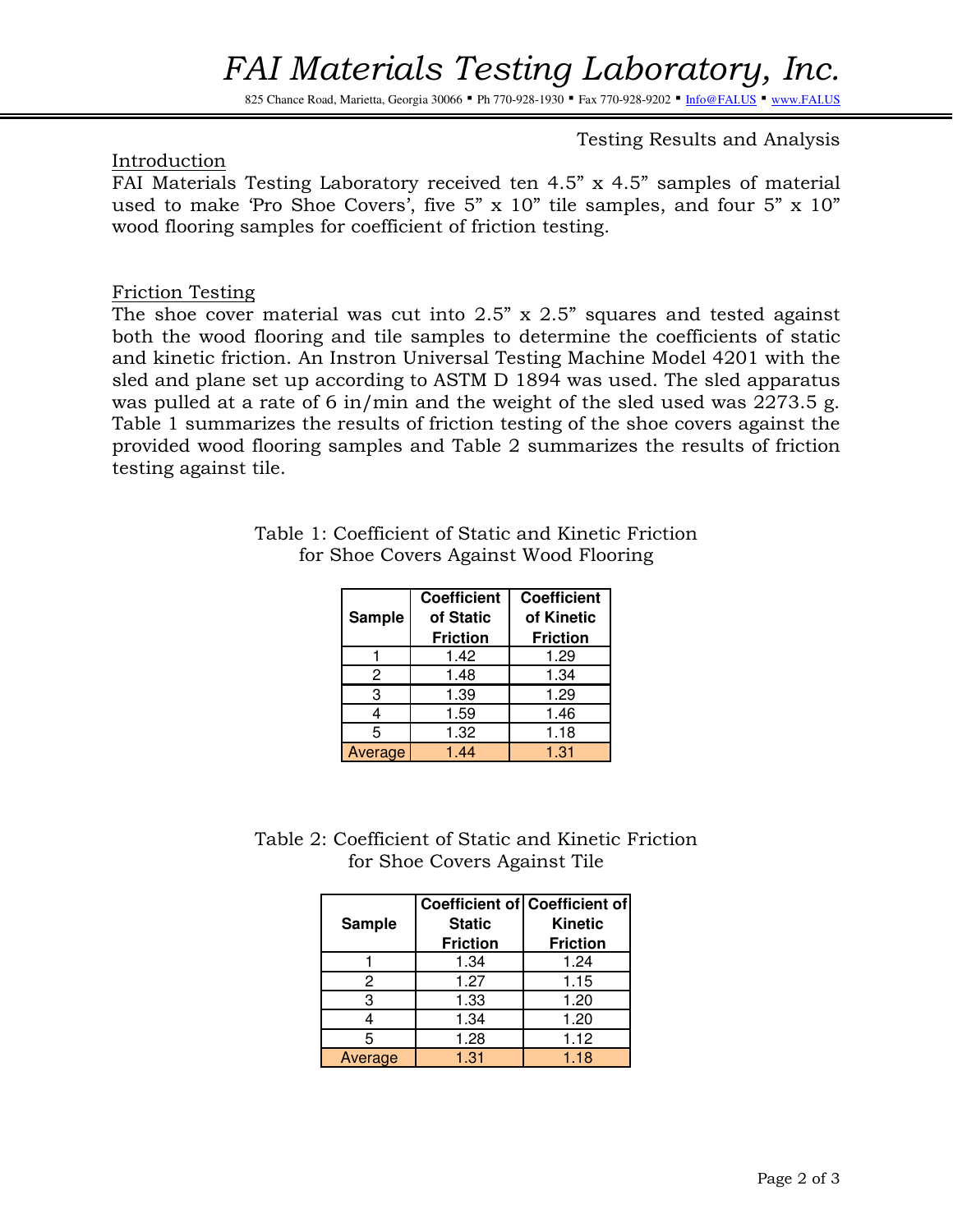# FAI Materials Testing Laboratory, Inc.

825 Chance Road, Marietta, Georgia 30066 ▪ Ph 770-928-1930 ▪ Fax 770-928-9202 ▪ Info@FAI.US ▪ www.FAI.US

Testing Results and Analysis

## Introduction

FAI Materials Testing Laboratory received ten 4.5" x 4.5" samples of material used to make 'Pro Shoe Covers', five 5" x 10" tile samples, and four 5" x 10" wood flooring samples for coefficient of friction testing.

## Friction Testing

The shoe cover material was cut into 2.5" x 2.5" squares and tested against both the wood flooring and tile samples to determine the coefficients of static and kinetic friction. An Instron Universal Testing Machine Model 4201 with the sled and plane set up according to ASTM D 1894 was used. The sled apparatus was pulled at a rate of 6 in/min and the weight of the sled used was 2273.5 g. Table 1 summarizes the results of friction testing of the shoe covers against the provided wood flooring samples and Table 2 summarizes the results of friction testing against tile.

Table 1: Coefficient of Static and Kinetic Friction for Shoe Covers Against Wood Flooring

| Sample | Coefficient of Static Friction | Coefficient of Kinetic Friction |
|---|---|---|
| 1 | 1.42 | 1.29 |
| 2 | 1.48 | 1.34 |
| 3 | 1.39 | 1.29 |
| 4 | 1.59 | 1.46 |
| 5 | 1.32 | 1.18 |
| Average | 1.44 | 1.31 |

Table 2: Coefficient of Static and Kinetic Friction for Shoe Covers Against Tile

| Sample | Coefficient of Static Friction | Coefficient of Kinetic Friction |
|---|---|---|
| 1 | 1.34 | 1.24 |
| 2 | 1.27 | 1.15 |
| 3 | 1.33 | 1.20 |
| 4 | 1.34 | 1.20 |
| 5 | 1.28 | 1.12 |
| Average | 1.31 | 1.18 |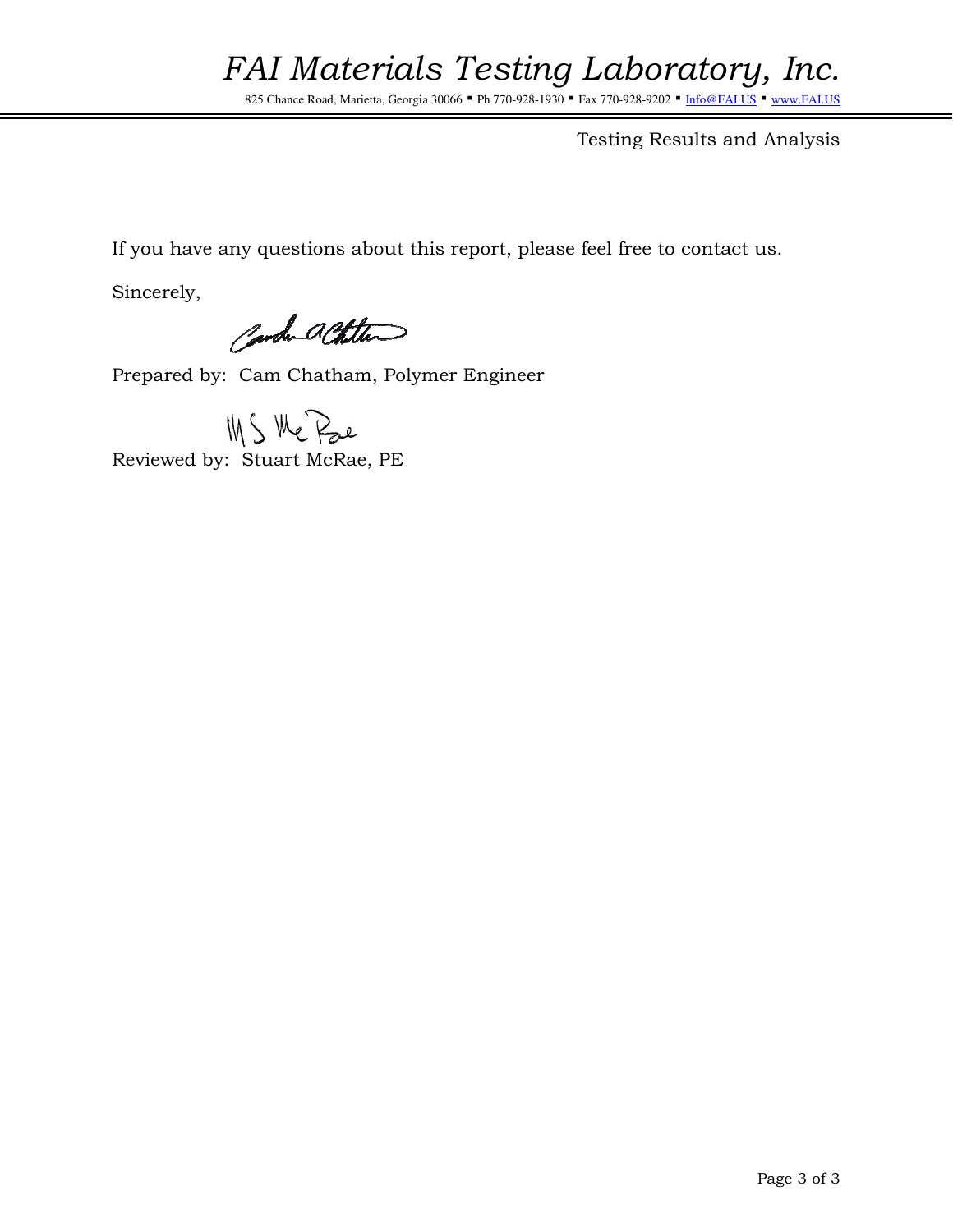If you have any questions about this report, please feel free to contact us.

Sincerely,

Prepared by: Cam Chatham, Polymer Engineer

Reviewed by: Stuart McRae, PE